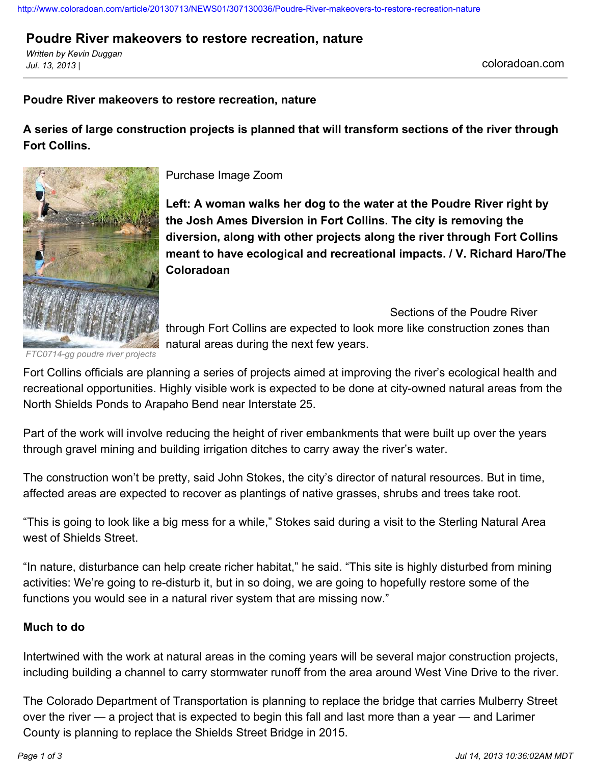http://www.coloradoan.com/article/20130713/NEWS01/307130036/Poudre-River-makeovers-to-restore-recreation-nature

# Poudre River makeovers to restore recreation, nature

*Written by Kevin Duggan*
*Jul. 13, 2013 |*

coloradoan.com

**Poudre River makeovers to restore recreation, nature**

**A series of large construction projects is planned that will transform sections of the river through Fort Collins.**

Purchase Image Zoom

**Left: A woman walks her dog to the water at the Poudre River right by the Josh Ames Diversion in Fort Collins. The city is removing the diversion, along with other projects along the river through Fort Collins meant to have ecological and recreational impacts. / V. Richard Haro/The Coloradoan**

*FTC0714-gg poudre river projects*

Sections of the Poudre River through Fort Collins are expected to look more like construction zones than natural areas during the next few years.

Fort Collins officials are planning a series of projects aimed at improving the river's ecological health and recreational opportunities. Highly visible work is expected to be done at city-owned natural areas from the North Shields Ponds to Arapaho Bend near Interstate 25.

Part of the work will involve reducing the height of river embankments that were built up over the years through gravel mining and building irrigation ditches to carry away the river's water.

The construction won't be pretty, said John Stokes, the city's director of natural resources. But in time, affected areas are expected to recover as plantings of native grasses, shrubs and trees take root.

"This is going to look like a big mess for a while," Stokes said during a visit to the Sterling Natural Area west of Shields Street.

"In nature, disturbance can help create richer habitat," he said. "This site is highly disturbed from mining activities: We're going to re-disturb it, but in so doing, we are going to hopefully restore some of the functions you would see in a natural river system that are missing now."

**Much to do**

Intertwined with the work at natural areas in the coming years will be several major construction projects, including building a channel to carry stormwater runoff from the area around West Vine Drive to the river.

The Colorado Department of Transportation is planning to replace the bridge that carries Mulberry Street over the river — a project that is expected to begin this fall and last more than a year — and Larimer County is planning to replace the Shields Street Bridge in 2015.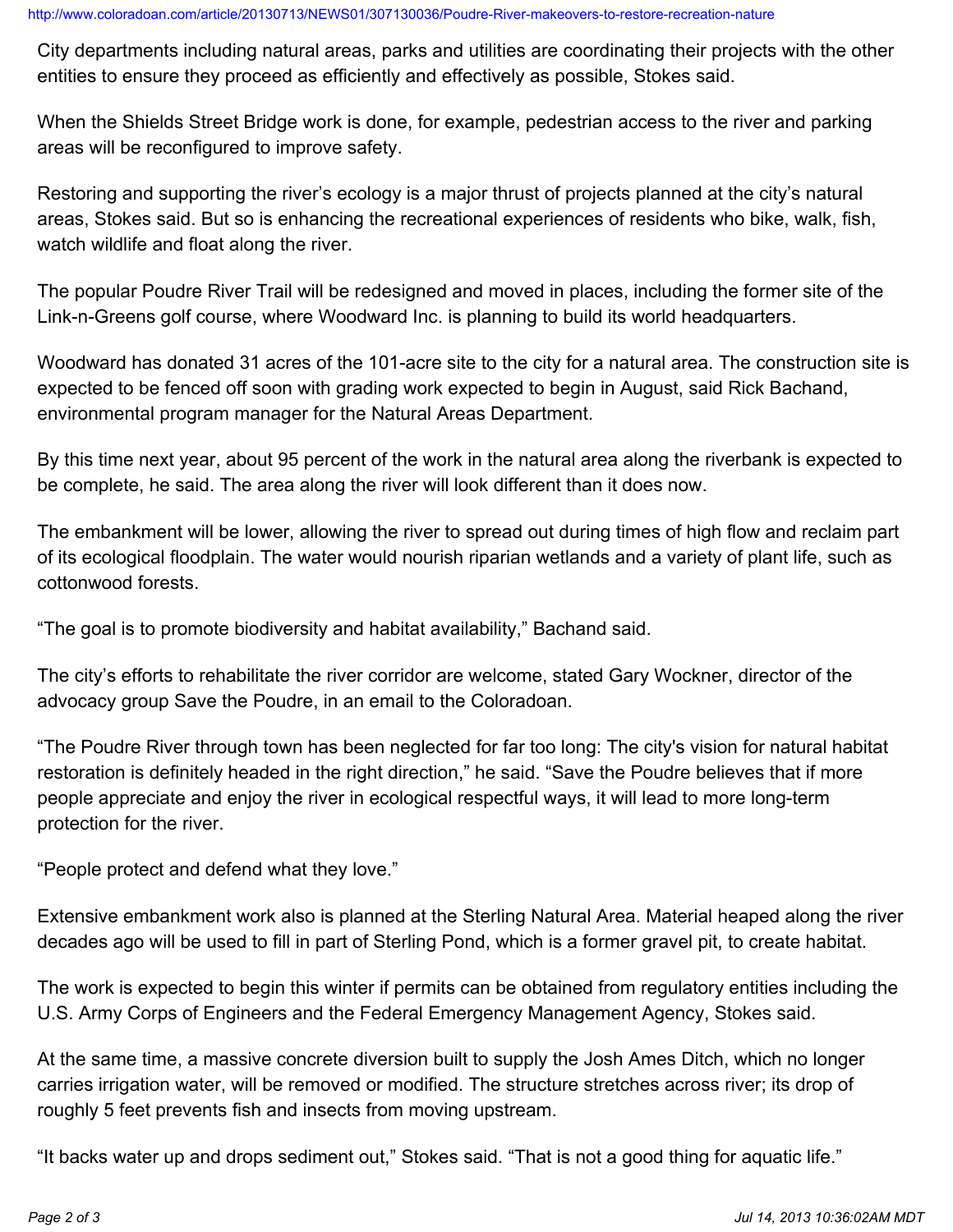City departments including natural areas, parks and utilities are coordinating their projects with the other entities to ensure they proceed as efficiently and effectively as possible, Stokes said.

When the Shields Street Bridge work is done, for example, pedestrian access to the river and parking areas will be reconfigured to improve safety.

Restoring and supporting the river's ecology is a major thrust of projects planned at the city's natural areas, Stokes said. But so is enhancing the recreational experiences of residents who bike, walk, fish, watch wildlife and float along the river.

The popular Poudre River Trail will be redesigned and moved in places, including the former site of the Link-n-Greens golf course, where Woodward Inc. is planning to build its world headquarters.

Woodward has donated 31 acres of the 101-acre site to the city for a natural area. The construction site is expected to be fenced off soon with grading work expected to begin in August, said Rick Bachand, environmental program manager for the Natural Areas Department.

By this time next year, about 95 percent of the work in the natural area along the riverbank is expected to be complete, he said. The area along the river will look different than it does now.

The embankment will be lower, allowing the river to spread out during times of high flow and reclaim part of its ecological floodplain. The water would nourish riparian wetlands and a variety of plant life, such as cottonwood forests.

"The goal is to promote biodiversity and habitat availability," Bachand said.

The city's efforts to rehabilitate the river corridor are welcome, stated Gary Wockner, director of the advocacy group Save the Poudre, in an email to the Coloradoan.

"The Poudre River through town has been neglected for far too long: The city's vision for natural habitat restoration is definitely headed in the right direction," he said. "Save the Poudre believes that if more people appreciate and enjoy the river in ecological respectful ways, it will lead to more long-term protection for the river.

"People protect and defend what they love."

Extensive embankment work also is planned at the Sterling Natural Area. Material heaped along the river decades ago will be used to fill in part of Sterling Pond, which is a former gravel pit, to create habitat.

The work is expected to begin this winter if permits can be obtained from regulatory entities including the U.S. Army Corps of Engineers and the Federal Emergency Management Agency, Stokes said.

At the same time, a massive concrete diversion built to supply the Josh Ames Ditch, which no longer carries irrigation water, will be removed or modified. The structure stretches across river; its drop of roughly 5 feet prevents fish and insects from moving upstream.

"It backs water up and drops sediment out," Stokes said. "That is not a good thing for aquatic life."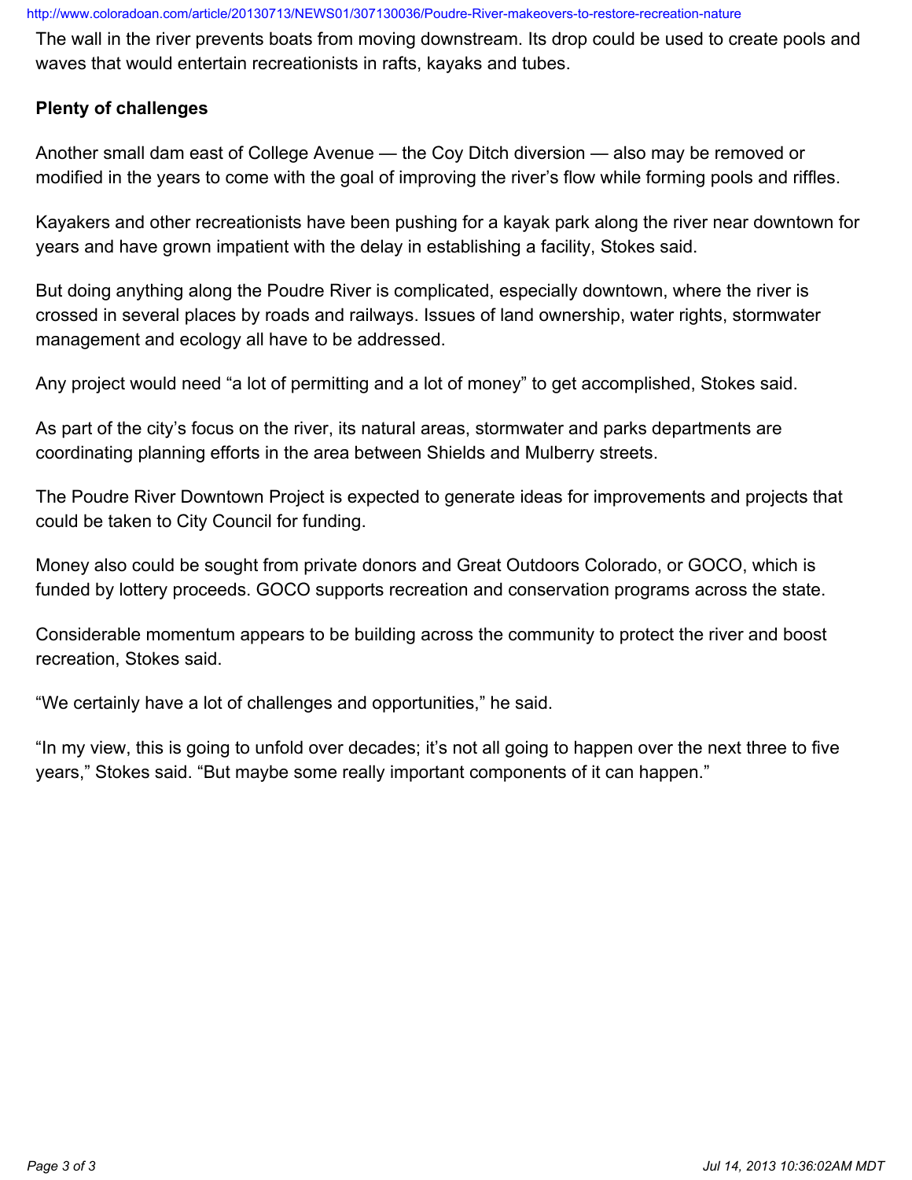The wall in the river prevents boats from moving downstream. Its drop could be used to create pools and waves that would entertain recreationists in rafts, kayaks and tubes.

**Plenty of challenges**

Another small dam east of College Avenue — the Coy Ditch diversion — also may be removed or modified in the years to come with the goal of improving the river's flow while forming pools and riffles.

Kayakers and other recreationists have been pushing for a kayak park along the river near downtown for years and have grown impatient with the delay in establishing a facility, Stokes said.

But doing anything along the Poudre River is complicated, especially downtown, where the river is crossed in several places by roads and railways. Issues of land ownership, water rights, stormwater management and ecology all have to be addressed.

Any project would need "a lot of permitting and a lot of money" to get accomplished, Stokes said.

As part of the city's focus on the river, its natural areas, stormwater and parks departments are coordinating planning efforts in the area between Shields and Mulberry streets.

The Poudre River Downtown Project is expected to generate ideas for improvements and projects that could be taken to City Council for funding.

Money also could be sought from private donors and Great Outdoors Colorado, or GOCO, which is funded by lottery proceeds. GOCO supports recreation and conservation programs across the state.

Considerable momentum appears to be building across the community to protect the river and boost recreation, Stokes said.

"We certainly have a lot of challenges and opportunities," he said.

"In my view, this is going to unfold over decades; it's not all going to happen over the next three to five years," Stokes said. "But maybe some really important components of it can happen."